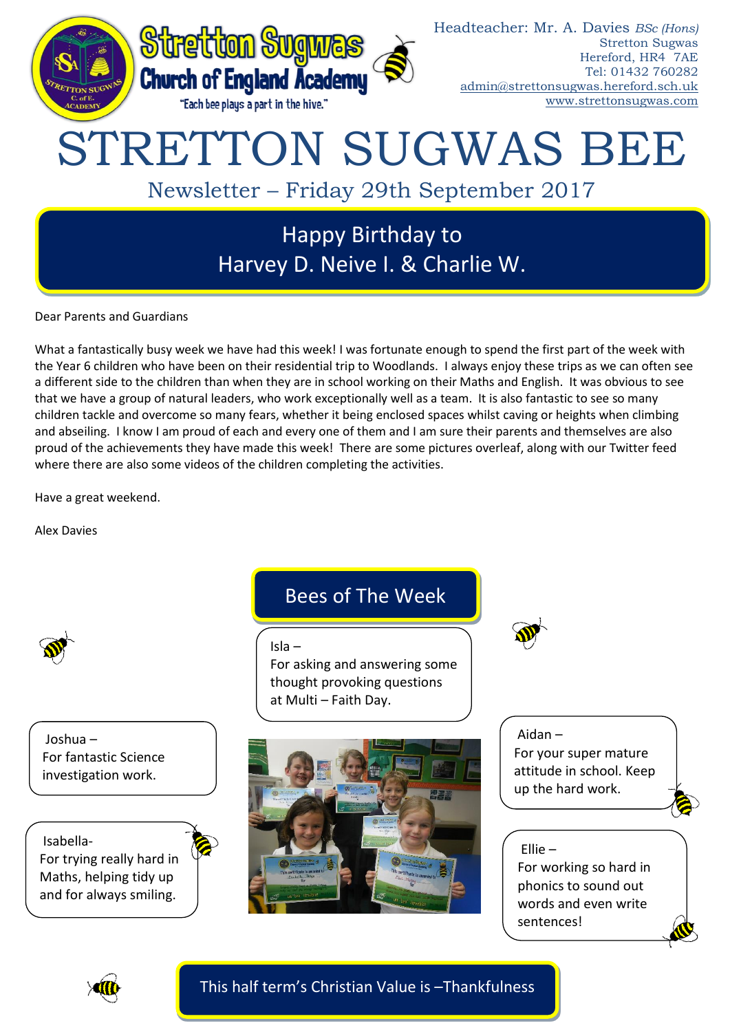**Stretton Sugwas Church of England Academy**

"Each bee plays a part in the hive."

Headteacher: Mr. A. Davies *BSc (Hons)*
Stretton Sugwas
Hereford, HR4 7AE
Tel: 01432 760282
admin@strettonsugwas.hereford.sch.uk
www.strettonsugwas.com

# STRETTON SUGWAS BEE

## Newsletter – Friday 29th September 2017

**Happy Birthday to Harvey D. Neive I. & Charlie W.**

Dear Parents and Guardians

What a fantastically busy week we have had this week! I was fortunate enough to spend the first part of the week with the Year 6 children who have been on their residential trip to Woodlands. I always enjoy these trips as we can often see a different side to the children than when they are in school working on their Maths and English. It was obvious to see that we have a group of natural leaders, who work exceptionally well as a team. It is also fantastic to see so many children tackle and overcome so many fears, whether it being enclosed spaces whilst caving or heights when climbing and abseiling. I know I am proud of each and every one of them and I am sure their parents and themselves are also proud of the achievements they have made this week! There are some pictures overleaf, along with our Twitter feed where there are also some videos of the children completing the activities.

Have a great weekend.

Alex Davies

## Bees of The Week

Isla – For asking and answering some thought provoking questions at Multi – Faith Day.

Joshua – For fantastic Science investigation work.

Isabella- For trying really hard in Maths, helping tidy up and for always smiling.

Aidan – For your super mature attitude in school. Keep up the hard work.

Ellie – For working so hard in phonics to sound out words and even write sentences!

**This half term's Christian Value is –Thankfulness**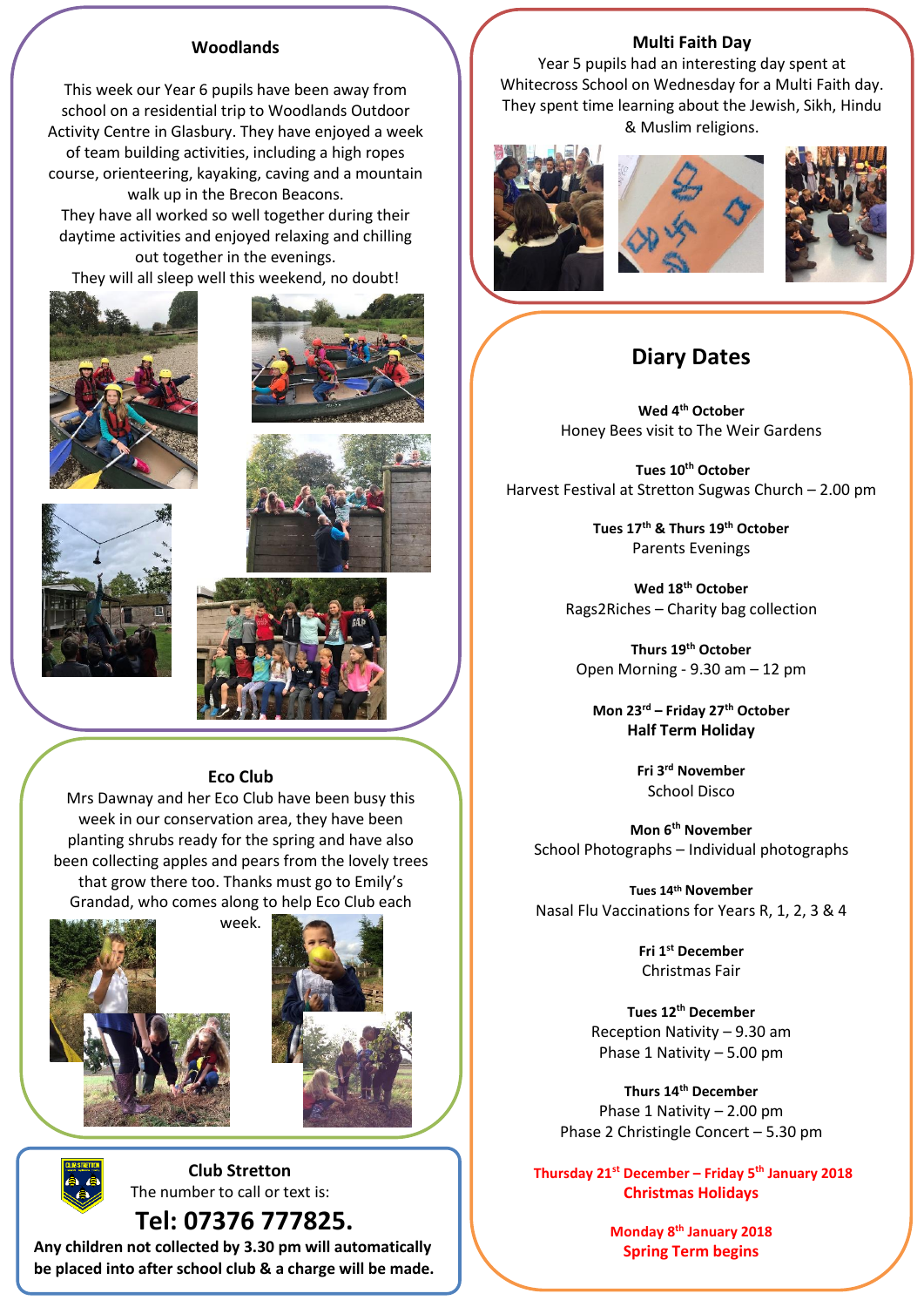## Woodlands

This week our Year 6 pupils have been away from school on a residential trip to Woodlands Outdoor Activity Centre in Glasbury. They have enjoyed a week of team building activities, including a high ropes course, orienteering, kayaking, caving and a mountain walk up in the Brecon Beacons.

They have all worked so well together during their daytime activities and enjoyed relaxing and chilling out together in the evenings.

They will all sleep well this weekend, no doubt!

## Eco Club

Mrs Dawnay and her Eco Club have been busy this week in our conservation area, they have been planting shrubs ready for the spring and have also been collecting apples and pears from the lovely trees that grow there too. Thanks must go to Emily's Grandad, who comes along to help Eco Club each week.

## Club Stretton

The number to call or text is:

**Tel: 07376 777825.**

**Any children not collected by 3.30 pm will automatically be placed into after school club & a charge will be made.**

## Multi Faith Day

Year 5 pupils had an interesting day spent at Whitecross School on Wednesday for a Multi Faith day. They spent time learning about the Jewish, Sikh, Hindu & Muslim religions.

## Diary Dates

**Wed 4th October**
Honey Bees visit to The Weir Gardens

**Tues 10th October**
Harvest Festival at Stretton Sugwas Church – 2.00 pm

**Tues 17th & Thurs 19th October**
Parents Evenings

**Wed 18th October**
Rags2Riches – Charity bag collection

**Thurs 19th October**
Open Morning - 9.30 am – 12 pm

**Mon 23rd – Friday 27th October**
**Half Term Holiday**

**Fri 3rd November**
School Disco

**Mon 6th November**
School Photographs – Individual photographs

**Tues 14th November**
Nasal Flu Vaccinations for Years R, 1, 2, 3 & 4

**Fri 1st December**
Christmas Fair

**Tues 12th December**
Reception Nativity – 9.30 am
Phase 1 Nativity – 5.00 pm

**Thurs 14th December**
Phase 1 Nativity – 2.00 pm
Phase 2 Christingle Concert – 5.30 pm

**Thursday 21st December – Friday 5th January 2018**
**Christmas Holidays**

**Monday 8th January 2018**
**Spring Term begins**